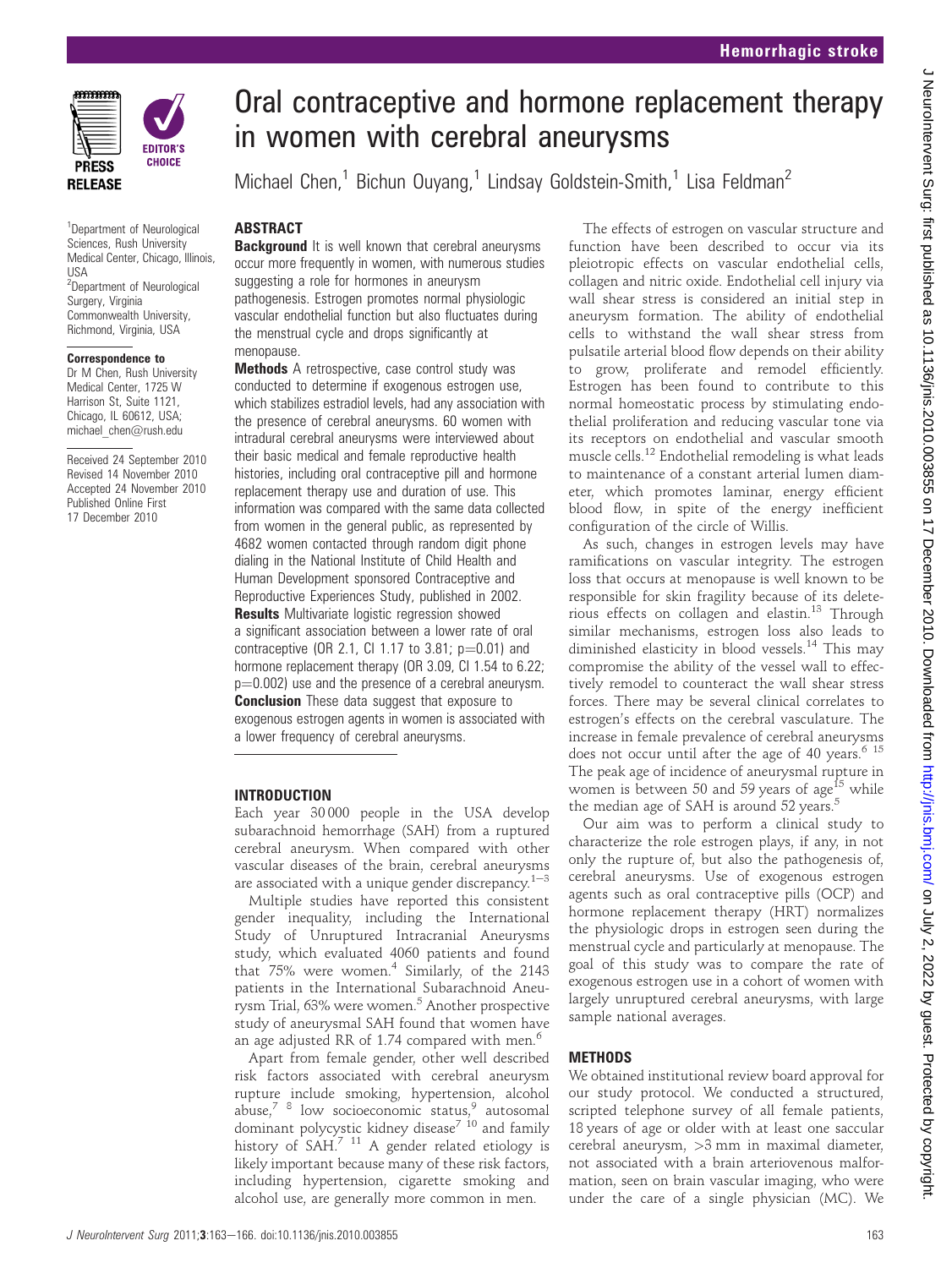# Oral contraceptive and hormone replacement therapy in women with cerebral aneurysms

Michael Chen,[1] Bichun Ouyang,[1] Lindsay Goldstein-Smith,[1] Lisa Feldman[2]

[1]Department of Neurological Sciences, Rush University Medical Center, Chicago, Illinois, USA
[2]Department of Neurological Surgery, Virginia Commonwealth University, Richmond, Virginia, USA

**Correspondence to**
Dr M Chen, Rush University Medical Center, 1725 W Harrison St, Suite 1121, Chicago, IL 60612, USA; michael_chen@rush.edu

Received 24 September 2010
Revised 14 November 2010
Accepted 24 November 2010
Published Online First 17 December 2010

## ABSTRACT

**Background** It is well known that cerebral aneurysms occur more frequently in women, with numerous studies suggesting a role for hormones in aneurysm pathogenesis. Estrogen promotes normal physiologic vascular endothelial function but also fluctuates during the menstrual cycle and drops significantly at menopause.

**Methods** A retrospective, case control study was conducted to determine if exogenous estrogen use, which stabilizes estradiol levels, had any association with the presence of cerebral aneurysms. 60 women with intradural cerebral aneurysms were interviewed about their basic medical and female reproductive health histories, including oral contraceptive pill and hormone replacement therapy use and duration of use. This information was compared with the same data collected from women in the general public, as represented by 4682 women contacted through random digit phone dialing in the National Institute of Child Health and Human Development sponsored Contraceptive and Reproductive Experiences Study, published in 2002.

**Results** Multivariate logistic regression showed a significant association between a lower rate of oral contraceptive (OR 2.1, CI 1.17 to 3.81; $p=0.01$) and hormone replacement therapy (OR 3.09, CI 1.54 to 6.22; $p=0.002$) use and the presence of a cerebral aneurysm.

**Conclusion** These data suggest that exposure to exogenous estrogen agents in women is associated with a lower frequency of cerebral aneurysms.

## INTRODUCTION

Each year 30 000 people in the USA develop subarachnoid hemorrhage (SAH) from a ruptured cerebral aneurysm. When compared with other vascular diseases of the brain, cerebral aneurysms are associated with a unique gender discrepancy.[1–3]

Multiple studies have reported this consistent gender inequality, including the International Study of Unruptured Intracranial Aneurysms study, which evaluated 4060 patients and found that 75% were women.[4] Similarly, of the 2143 patients in the International Subarachnoid Aneurysm Trial, 63% were women.[5] Another prospective study of aneurysmal SAH found that women have an age adjusted RR of 1.74 compared with men.[6]

Apart from female gender, other well described risk factors associated with cerebral aneurysm rupture include smoking, hypertension, alcohol abuse,[7 8] low socioeconomic status,[9] autosomal dominant polycystic kidney disease[7 10] and family history of SAH.[7 11] A gender related etiology is likely important because many of these risk factors, including hypertension, cigarette smoking and alcohol use, are generally more common in men.

The effects of estrogen on vascular structure and function have been described to occur via its pleiotropic effects on vascular endothelial cells, collagen and nitric oxide. Endothelial cell injury via wall shear stress is considered an initial step in aneurysm formation. The ability of endothelial cells to withstand the wall shear stress from pulsatile arterial blood flow depends on their ability to grow, proliferate and remodel efficiently. Estrogen has been found to contribute to this normal homeostatic process by stimulating endothelial proliferation and reducing vascular tone via its receptors on endothelial and vascular smooth muscle cells.[12] Endothelial remodeling is what leads to maintenance of a constant arterial lumen diameter, which promotes laminar, energy efficient blood flow, in spite of the energy inefficient configuration of the circle of Willis.

As such, changes in estrogen levels may have ramifications on vascular integrity. The estrogen loss that occurs at menopause is well known to be responsible for skin fragility because of its deleterious effects on collagen and elastin.[13] Through similar mechanisms, estrogen loss also leads to diminished elasticity in blood vessels.[14] This may compromise the ability of the vessel wall to effectively remodel to counteract the wall shear stress forces. There may be several clinical correlates to estrogen's effects on the cerebral vasculature. The increase in female prevalence of cerebral aneurysms does not occur until after the age of 40 years.[6 15] The peak age of incidence of aneurysmal rupture in women is between 50 and 59 years of age[15] while the median age of SAH is around 52 years.[5]

Our aim was to perform a clinical study to characterize the role estrogen plays, if any, in not only the rupture of, but also the pathogenesis of, cerebral aneurysms. Use of exogenous estrogen agents such as oral contraceptive pills (OCP) and hormone replacement therapy (HRT) normalizes the physiologic drops in estrogen seen during the menstrual cycle and particularly at menopause. The goal of this study was to compare the rate of exogenous estrogen use in a cohort of women with largely unruptured cerebral aneurysms, with large sample national averages.

## METHODS

We obtained institutional review board approval for our study protocol. We conducted a structured, scripted telephone survey of all female patients, 18 years of age or older with at least one saccular cerebral aneurysm, >3 mm in maximal diameter, not associated with a brain arteriovenous malformation, seen on brain vascular imaging, who were under the care of a single physician (MC). We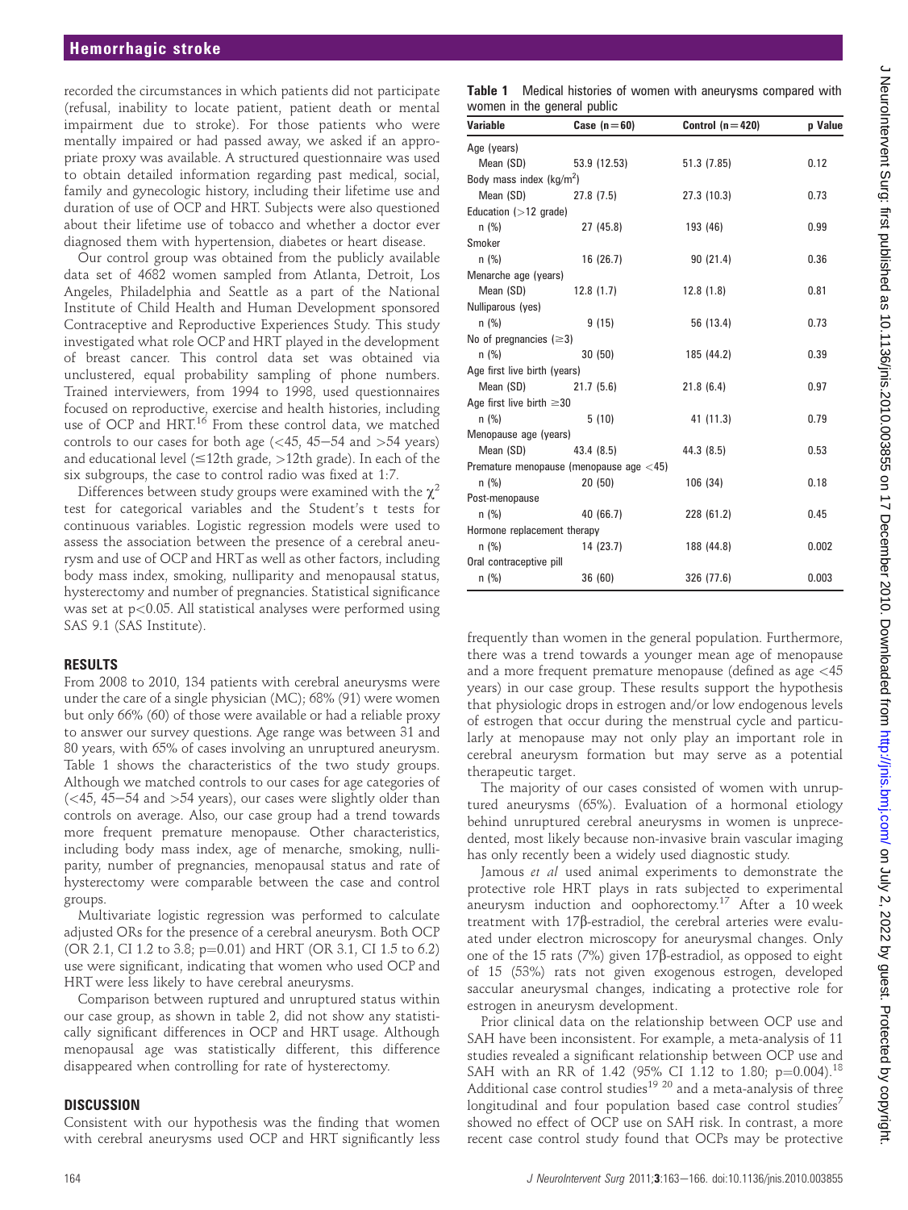recorded the circumstances in which patients did not participate (refusal, inability to locate patient, patient death or mental impairment due to stroke). For those patients who were mentally impaired or had passed away, we asked if an appropriate proxy was available. A structured questionnaire was used to obtain detailed information regarding past medical, social, family and gynecologic history, including their lifetime use and duration of use of OCP and HRT. Subjects were also questioned about their lifetime use of tobacco and whether a doctor ever diagnosed them with hypertension, diabetes or heart disease.

Our control group was obtained from the publicly available data set of 4682 women sampled from Atlanta, Detroit, Los Angeles, Philadelphia and Seattle as a part of the National Institute of Child Health and Human Development sponsored Contraceptive and Reproductive Experiences Study. This study investigated what role OCP and HRT played in the development of breast cancer. This control data set was obtained via unclustered, equal probability sampling of phone numbers. Trained interviewers, from 1994 to 1998, used questionnaires focused on reproductive, exercise and health histories, including use of OCP and HRT.[16] From these control data, we matched controls to our cases for both age (<45, 45–54 and >54 years) and educational level (≤12th grade, >12th grade). In each of the six subgroups, the case to control radio was fixed at 1:7.

Differences between study groups were examined with the $\chi^2$ test for categorical variables and the Student's t tests for continuous variables. Logistic regression models were used to assess the association between the presence of a cerebral aneurysm and use of OCP and HRT as well as other factors, including body mass index, smoking, nulliparity and menopausal status, hysterectomy and number of pregnancies. Statistical significance was set at $p<0.05$. All statistical analyses were performed using SAS 9.1 (SAS Institute).

## RESULTS

From 2008 to 2010, 134 patients with cerebral aneurysms were under the care of a single physician (MC); 68% (91) were women but only 66% (60) of those were available or had a reliable proxy to answer our survey questions. Age range was between 31 and 80 years, with 65% of cases involving an unruptured aneurysm. Table 1 shows the characteristics of the two study groups. Although we matched controls to our cases for age categories of (<45, 45–54 and >54 years), our cases were slightly older than controls on average. Also, our case group had a trend towards more frequent premature menopause. Other characteristics, including body mass index, age of menarche, smoking, nulliparity, number of pregnancies, menopausal status and rate of hysterectomy were comparable between the case and control groups.

Multivariate logistic regression was performed to calculate adjusted ORs for the presence of a cerebral aneurysm. Both OCP (OR 2.1, CI 1.2 to 3.8; p=0.01) and HRT (OR 3.1, CI 1.5 to 6.2) use were significant, indicating that women who used OCP and HRT were less likely to have cerebral aneurysms.

Comparison between ruptured and unruptured status within our case group, as shown in table 2, did not show any statistically significant differences in OCP and HRT usage. Although menopausal age was statistically different, this difference disappeared when controlling for rate of hysterectomy.

**Table 1** Medical histories of women with aneurysms compared with women in the general public

| Variable | Case (n=60) | Control (n=420) | p Value |
|---|---|---|---|
| Age (years) | | | |
| Mean (SD) | 53.9 (12.53) | 51.3 (7.85) | 0.12 |
| Body mass index (kg/m$^2$) | | | |
| Mean (SD) | 27.8 (7.5) | 27.3 (10.3) | 0.73 |
| Education (>12 grade) | | | |
| n (%) | 27 (45.8) | 193 (46) | 0.99 |
| Smoker | | | |
| n (%) | 16 (26.7) | 90 (21.4) | 0.36 |
| Menarche age (years) | | | |
| Mean (SD) | 12.8 (1.7) | 12.8 (1.8) | 0.81 |
| Nulliparous (yes) | | | |
| n (%) | 9 (15) | 56 (13.4) | 0.73 |
| No of pregnancies (≥3) | | | |
| n (%) | 30 (50) | 185 (44.2) | 0.39 |
| Age first live birth (years) | | | |
| Mean (SD) | 21.7 (5.6) | 21.8 (6.4) | 0.97 |
| Age first live birth ≥30 | | | |
| n (%) | 5 (10) | 41 (11.3) | 0.79 |
| Menopause age (years) | | | |
| Mean (SD) | 43.4 (8.5) | 44.3 (8.5) | 0.53 |
| Premature menopause (menopause age <45) | | | |
| n (%) | 20 (50) | 106 (34) | 0.18 |
| Post-menopause | | | |
| n (%) | 40 (66.7) | 228 (61.2) | 0.45 |
| Hormone replacement therapy | | | |
| n (%) | 14 (23.7) | 188 (44.8) | 0.002 |
| Oral contraceptive pill | | | |
| n (%) | 36 (60) | 326 (77.6) | 0.003 |

## DISCUSSION

Consistent with our hypothesis was the finding that women with cerebral aneurysms used OCP and HRT significantly less frequently than women in the general population. Furthermore, there was a trend towards a younger mean age of menopause and a more frequent premature menopause (defined as age <45 years) in our case group. These results support the hypothesis that physiologic drops in estrogen and/or low endogenous levels of estrogen that occur during the menstrual cycle and particularly at menopause may not only play an important role in cerebral aneurysm formation but may serve as a potential therapeutic target.

The majority of our cases consisted of women with unruptured aneurysms (65%). Evaluation of a hormonal etiology behind unruptured cerebral aneurysms in women is unprecedented, most likely because non-invasive brain vascular imaging has only recently been a widely used diagnostic study.

Jamous *et al* used animal experiments to demonstrate the protective role HRT plays in rats subjected to experimental aneurysm induction and oophorectomy.[17] After a 10 week treatment with 17β-estradiol, the cerebral arteries were evaluated under electron microscopy for aneurysmal changes. Only one of the 15 rats (7%) given 17β-estradiol, as opposed to eight of 15 (53%) rats not given exogenous estrogen, developed saccular aneurysmal changes, indicating a protective role for estrogen in aneurysm development.

Prior clinical data on the relationship between OCP use and SAH have been inconsistent. For example, a meta-analysis of 11 studies revealed a significant relationship between OCP use and SAH with an RR of 1.42 (95% CI 1.12 to 1.80; p=0.004).[18] Additional case control studies[19 20] and a meta-analysis of three longitudinal and four population based case control studies[7] showed no effect of OCP use on SAH risk. In contrast, a more recent case control study found that OCPs may be protective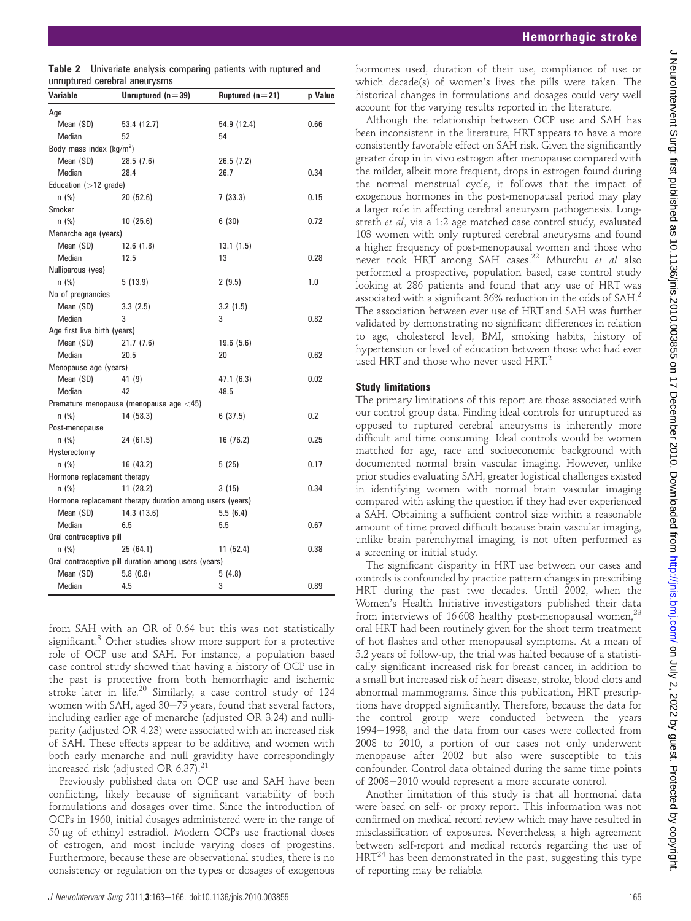**Table 2** Univariate analysis comparing patients with ruptured and unruptured cerebral aneurysms

| Variable | Unruptured (n=39) | Ruptured (n=21) | p Value |
|---|---|---|---|
| Age | | | |
| Mean (SD) | 53.4 (12.7) | 54.9 (12.4) | 0.66 |
| Median | 52 | 54 | |
| Body mass index (kg/m$^2$) | | | |
| Mean (SD) | 28.5 (7.6) | 26.5 (7.2) | |
| Median | 28.4 | 26.7 | 0.34 |
| Education (>12 grade) | | | |
| n (%) | 20 (52.6) | 7 (33.3) | 0.15 |
| Smoker | | | |
| n (%) | 10 (25.6) | 6 (30) | 0.72 |
| Menarche age (years) | | | |
| Mean (SD) | 12.6 (1.8) | 13.1 (1.5) | |
| Median | 12.5 | 13 | 0.28 |
| Nulliparous (yes) | | | |
| n (%) | 5 (13.9) | 2 (9.5) | 1.0 |
| No of pregnancies | | | |
| Mean (SD) | 3.3 (2.5) | 3.2 (1.5) | |
| Median | 3 | 3 | 0.82 |
| Age first live birth (years) | | | |
| Mean (SD) | 21.7 (7.6) | 19.6 (5.6) | |
| Median | 20.5 | 20 | 0.62 |
| Menopause age (years) | | | |
| Mean (SD) | 41 (9) | 47.1 (6.3) | 0.02 |
| Median | 42 | 48.5 | |
| Premature menopause (menopause age <45) | | | |
| n (%) | 14 (58.3) | 6 (37.5) | 0.2 |
| Post-menopause | | | |
| n (%) | 24 (61.5) | 16 (76.2) | 0.25 |
| Hysterectomy | | | |
| n (%) | 16 (43.2) | 5 (25) | 0.17 |
| Hormone replacement therapy | | | |
| n (%) | 11 (28.2) | 3 (15) | 0.34 |
| Hormone replacement therapy duration among users (years) | | | |
| Mean (SD) | 14.3 (13.6) | 5.5 (6.4) | |
| Median | 6.5 | 5.5 | 0.67 |
| Oral contraceptive pill | | | |
| n (%) | 25 (64.1) | 11 (52.4) | 0.38 |
| Oral contraceptive pill duration among users (years) | | | |
| Mean (SD) | 5.8 (6.8) | 5 (4.8) | |
| Median | 4.5 | 3 | 0.89 |

from SAH with an OR of 0.64 but this was not statistically significant.[3] Other studies show more support for a protective role of OCP use and SAH. For instance, a population based case control study showed that having a history of OCP use in the past is protective from both hemorrhagic and ischemic stroke later in life.[20] Similarly, a case control study of 124 women with SAH, aged 30–79 years, found that several factors, including earlier age of menarche (adjusted OR 3.24) and nulliparity (adjusted OR 4.23) were associated with an increased risk of SAH. These effects appear to be additive, and women with both early menarche and null gravidity have correspondingly increased risk (adjusted OR 6.37).[21]

Previously published data on OCP use and SAH have been conflicting, likely because of significant variability of both formulations and dosages over time. Since the introduction of OCPs in 1960, initial dosages administered were in the range of 50 μg of ethinyl estradiol. Modern OCPs use fractional doses of estrogen, and most include varying doses of progestins. Furthermore, because these are observational studies, there is no consistency or regulation on the types or dosages of exogenous hormones used, duration of their use, compliance of use or which decade(s) of women's lives the pills were taken. The historical changes in formulations and dosages could very well account for the varying results reported in the literature.

Although the relationship between OCP use and SAH has been inconsistent in the literature, HRT appears to have a more consistently favorable effect on SAH risk. Given the significantly greater drop in in vivo estrogen after menopause compared with the milder, albeit more frequent, drops in estrogen found during the normal menstrual cycle, it follows that the impact of exogenous hormones in the post-menopausal period may play a larger role in affecting cerebral aneurysm pathogenesis. Longstreth *et al*, via a 1:2 age matched case control study, evaluated 103 women with only ruptured cerebral aneurysms and found a higher frequency of post-menopausal women and those who never took HRT among SAH cases.[22] Mhurchu *et al* also performed a prospective, population based, case control study looking at 286 patients and found that any use of HRT was associated with a significant 36% reduction in the odds of SAH.[2] The association between ever use of HRT and SAH was further validated by demonstrating no significant differences in relation to age, cholesterol level, BMI, smoking habits, history of hypertension or level of education between those who had ever used HRT and those who never used HRT.[2]

### Study limitations

The primary limitations of this report are those associated with our control group data. Finding ideal controls for unruptured as opposed to ruptured cerebral aneurysms is inherently more difficult and time consuming. Ideal controls would be women matched for age, race and socioeconomic background with documented normal brain vascular imaging. However, unlike prior studies evaluating SAH, greater logistical challenges existed in identifying women with normal brain vascular imaging compared with asking the question if they had ever experienced a SAH. Obtaining a sufficient control size within a reasonable amount of time proved difficult because brain vascular imaging, unlike brain parenchymal imaging, is not often performed as a screening or initial study.

The significant disparity in HRT use between our cases and controls is confounded by practice pattern changes in prescribing HRT during the past two decades. Until 2002, when the Women's Health Initiative investigators published their data from interviews of 16 608 healthy post-menopausal women,[23] oral HRT had been routinely given for the short term treatment of hot flashes and other menopausal symptoms. At a mean of 5.2 years of follow-up, the trial was halted because of a statistically significant increased risk for breast cancer, in addition to a small but increased risk of heart disease, stroke, blood clots and abnormal mammograms. Since this publication, HRT prescriptions have dropped significantly. Therefore, because the data for the control group were conducted between the years 1994–1998, and the data from our cases were collected from 2008 to 2010, a portion of our cases not only underwent menopause after 2002 but also were susceptible to this confounder. Control data obtained during the same time points of 2008–2010 would represent a more accurate control.

Another limitation of this study is that all hormonal data were based on self- or proxy report. This information was not confirmed on medical record review which may have resulted in misclassification of exposures. Nevertheless, a high agreement between self-report and medical records regarding the use of HRT[24] has been demonstrated in the past, suggesting this type of reporting may be reliable.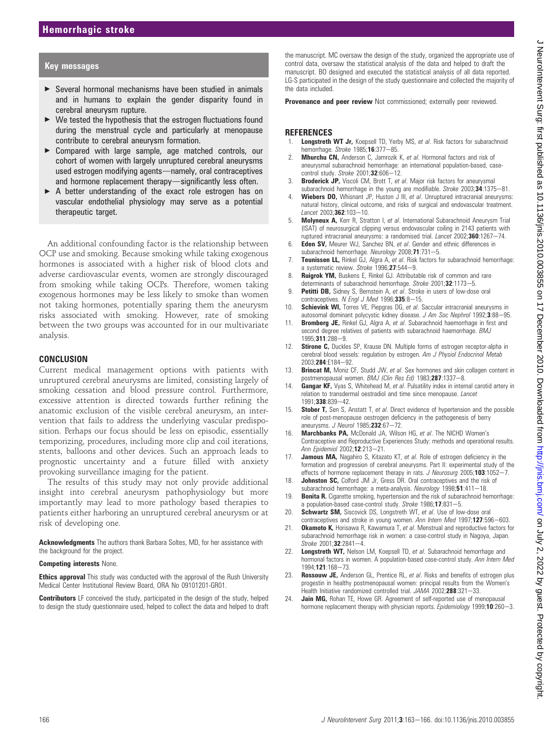## Key messages

- Several hormonal mechanisms have been studied in animals and in humans to explain the gender disparity found in cerebral aneurysm rupture.
- We tested the hypothesis that the estrogen fluctuations found during the menstrual cycle and particularly at menopause contribute to cerebral aneurysm formation.
- Compared with large sample, age matched controls, our cohort of women with largely unruptured cerebral aneurysms used estrogen modifying agents—namely, oral contraceptives and hormone replacement therapy—significantly less often.
- A better understanding of the exact role estrogen has on vascular endothelial physiology may serve as a potential therapeutic target.

An additional confounding factor is the relationship between OCP use and smoking. Because smoking while taking exogenous hormones is associated with a higher risk of blood clots and adverse cardiovascular events, women are strongly discouraged from smoking while taking OCPs. Therefore, women taking exogenous hormones may be less likely to smoke than women not taking hormones, potentially sparing them the aneurysm risks associated with smoking. However, rate of smoking between the two groups was accounted for in our multivariate analysis.

## CONCLUSION

Current medical management options with patients with unruptured cerebral aneurysms are limited, consisting largely of smoking cessation and blood pressure control. Furthermore, excessive attention is directed towards further refining the anatomic exclusion of the visible cerebral aneurysm, an intervention that fails to address the underlying vascular predisposition. Perhaps our focus should be less on episodic, essentially temporizing, procedures, including more clip and coil iterations, stents, balloons and other devices. Such an approach leads to prognostic uncertainty and a future filled with anxiety provoking surveillance imaging for the patient.

The results of this study may not only provide additional insight into cerebral aneurysm pathophysiology but more importantly may lead to more pathology based therapies to patients either harboring an unruptured cerebral aneurysm or at risk of developing one.

**Acknowledgments** The authors thank Barbara Soltes, MD, for her assistance with the background for the project.

**Competing interests** None.

**Ethics approval** This study was conducted with the approval of the Rush University Medical Center Institutional Review Board, ORA No 09101201-GR01.

**Contributors** LF conceived the study, participated in the design of the study, helped to design the study questionnaire used, helped to collect the data and helped to draft the manuscript. MC oversaw the design of the study, organized the appropriate use of control data, oversaw the statistical analysis of the data and helped to draft the manuscript. BO designed and executed the statistical analysis of all data reported. LG-S participated in the design of the study questionnaire and collected the majority of the data included.

**Provenance and peer review** Not commissioned; externally peer reviewed.

## REFERENCES

1. **Longstreth WT Jr,** Koepsell TD, Yerby MS, *et al*. Risk factors for subarachnoid hemorrhage. *Stroke* 1985;**16**:377–85.
2. **Mhurchu CN,** Anderson C, Jamrozik K, *et al*. Hormonal factors and risk of aneurysmal subarachnoid hemorrhage: an international population-based, case-control study. *Stroke* 2001;**32**:606–12.
3. **Broderick JP,** Viscoli CM, Brott T, *et al*. Major risk factors for aneurysmal subarachnoid hemorrhage in the young are modifiable. *Stroke* 2003;**34**:1375–81.
4. **Wiebers DO,** Whisnant JP, Huston J III, *et al*. Unruptured intracranial aneurysms: natural history, clinical outcome, and risks of surgical and endovascular treatment. *Lancet* 2003;**362**:103–10.
5. **Molyneux A,** Kerr R, Stratton I, *et al*. International Subarachnoid Aneurysm Trial (ISAT) of neurosurgical clipping versus endovascular coiling in 2143 patients with ruptured intracranial aneurysms: a randomised trial. *Lancet* 2002;**360**:1267–74.
6. **Eden SV,** Meurer WJ, Sanchez BN, *et al*. Gender and ethnic differences in subarachnoid hemorrhage. *Neurology* 2008;**71**:731–5.
7. **Teunissen LL,** Rinkel GJ, Algra A, *et al*. Risk factors for subarachnoid hemorrhage: a systematic review. *Stroke* 1996;**27**:544–9.
8. **Ruigrok YM,** Buskens E, Rinkel GJ. Attributable risk of common and rare determinants of subarachnoid hemorrhage. *Stroke* 2001;**32**:1173–5.
9. **Petitti DB,** Sidney S, Bernstein A, *et al*. Stroke in users of low-dose oral contraceptives. *N Engl J Med* 1996;**335**:8–15.
10. **Schievink WI,** Torres VE, Piepgras DG, *et al*. Saccular intracranial aneurysms in autosomal dominant polycystic kidney disease. *J Am Soc Nephrol* 1992;**3**:88–95.
11. **Bromberg JE,** Rinkel GJ, Algra A, *et al*. Subarachnoid haemorrhage in first and second degree relatives of patients with subarachnoid haemorrhage. *BMJ* 1995;**311**:288–9.
12. **Stirone C,** Duckles SP, Krause DN. Multiple forms of estrogen receptor-alpha in cerebral blood vessels: regulation by estrogen. *Am J Physiol Endocrinol Metab* 2003;**284**:E184–92.
13. **Brincat M,** Moniz CF, Studd JW, *et al*. Sex hormones and skin collagen content in postmenopausal women. *BMJ (Clin Res Ed)* 1983;**287**:1337–8.
14. **Gangar KF,** Vyas S, Whitehead M, *et al*. Pulsatility index in internal carotid artery in relation to transdermal oestradiol and time since menopause. *Lancet* 1991;**338**:839–42.
15. **Stober T,** Sen S, Anstatt T, *et al*. Direct evidence of hypertension and the possible role of post-menopause oestrogen deficiency in the pathogenesis of berry aneurysms. *J Neurol* 1985;**232**:67–72.
16. **Marchbanks PA,** McDonald JA, Wilson HG, *et al*. The NICHD Women's Contraceptive and Reproductive Experiences Study: methods and operational results. *Ann Epidemiol* 2002;**12**:213–21.
17. **Jamous MA,** Nagahiro S, Kitazato KT, *et al*. Role of estrogen deficiency in the formation and progression of cerebral aneurysms. Part II: experimental study of the effects of hormone replacement therapy in rats. *J Neurosurg* 2005;**103**:1052–7.
18. **Johnston SC,** Colford JM Jr, Gress DR. Oral contraceptives and the risk of subarachnoid hemorrhage: a meta-analysis. *Neurology* 1998;**51**:411–18.
19. **Bonita R.** Cigarette smoking, hypertension and the risk of subarachnoid hemorrhage: a population-based case-control study. *Stroke* 1986;**17**:831–5.
20. **Schwartz SM,** Siscovick DS, Longstreth WT, *et al*. Use of low-dose oral contraceptives and stroke in young women. *Ann Intern Med* 1997;**127**:596–603.
21. **Okamoto K,** Horisawa R, Kawamura T, *et al*. Menstrual and reproductive factors for subarachnoid hemorrhage risk in women: a case-control study in Nagoya, Japan. *Stroke* 2001;**32**:2841–4.
22. **Longstreth WT,** Nelson LM, Koepsell TD, *et al*. Subarachnoid hemorrhage and hormonal factors in women. A population-based case-control study. *Ann Intern Med* 1994;**121**:168–73.
23. **Rossouw JE,** Anderson GL, Prentice RL, *et al*. Risks and benefits of estrogen plus progestin in healthy postmenopausal women: principal results from the Women's Health Initiative randomized controlled trial. *JAMA* 2002;**288**:321–33.
24. **Jain MG,** Rohan TE, Howe GR. Agreement of self-reported use of menopausal hormone replacement therapy with physician reports. *Epidemiology* 1999;**10**:260–3.